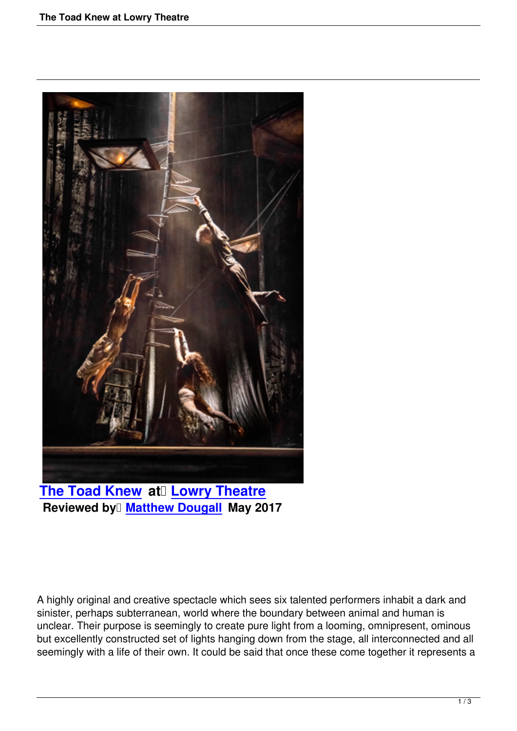**The Toad Knew** at **Lowry Theatre**

**Reviewed by Matthew Dougall May 2017**

A highly original and creative spectacle which sees six talented performers inhabit a dark and sinister, perhaps subterranean, world where the boundary between animal and human is unclear. Their purpose is seemingly to create pure light from a looming, omnipresent, ominous but excellently constructed set of lights hanging down from the stage, all interconnected and all seemingly with a life of their own. It could be said that once these come together it represents a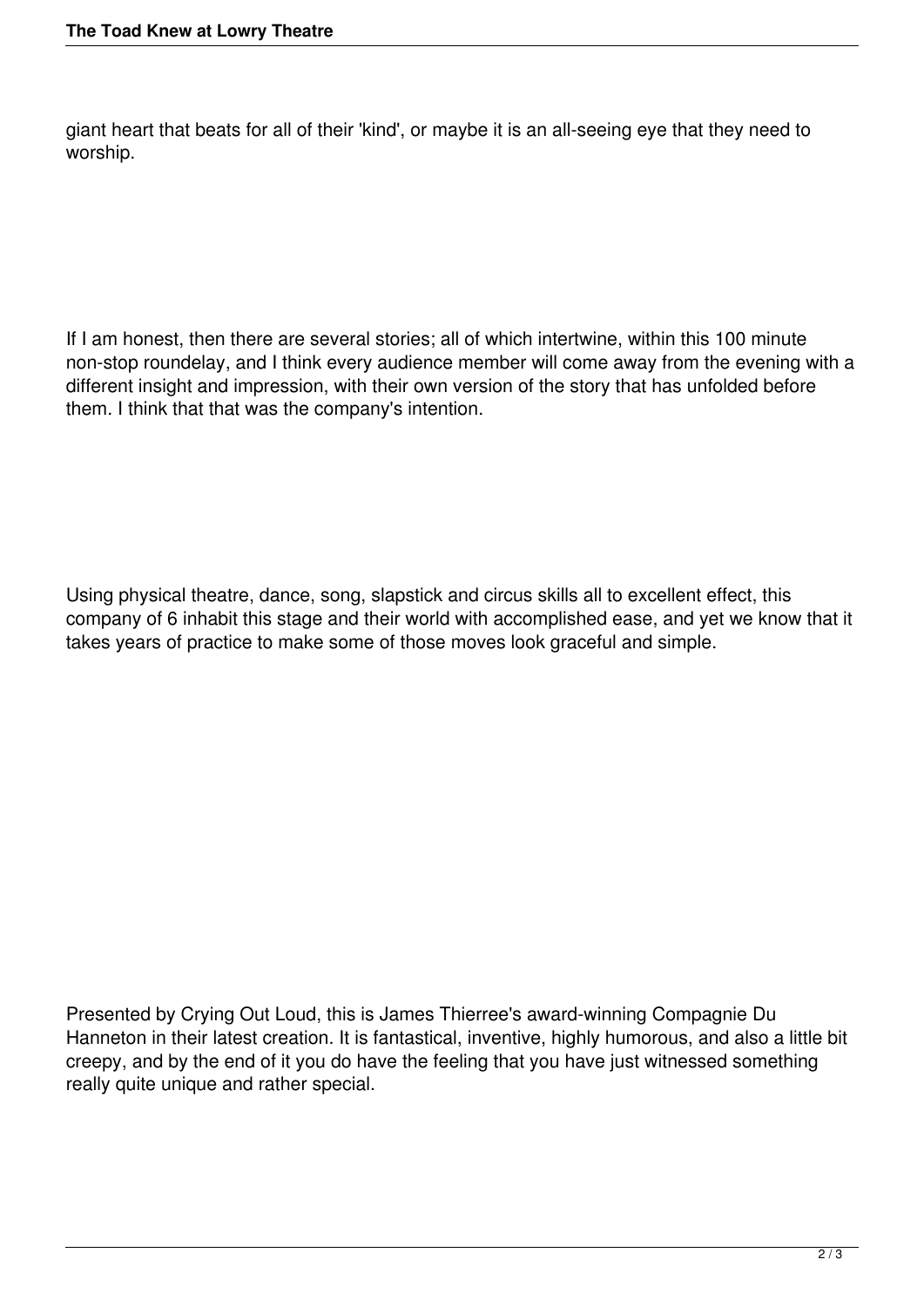giant heart that beats for all of their 'kind', or maybe it is an all-seeing eye that they need to worship.

If I am honest, then there are several stories; all of which intertwine, within this 100 minute non-stop roundelay, and I think every audience member will come away from the evening with a different insight and impression, with their own version of the story that has unfolded before them. I think that that was the company's intention.

Using physical theatre, dance, song, slapstick and circus skills all to excellent effect, this company of 6 inhabit this stage and their world with accomplished ease, and yet we know that it takes years of practice to make some of those moves look graceful and simple.

Presented by Crying Out Loud, this is James Thierree's award-winning Compagnie Du Hanneton in their latest creation. It is fantastical, inventive, highly humorous, and also a little bit creepy, and by the end of it you do have the feeling that you have just witnessed something really quite unique and rather special.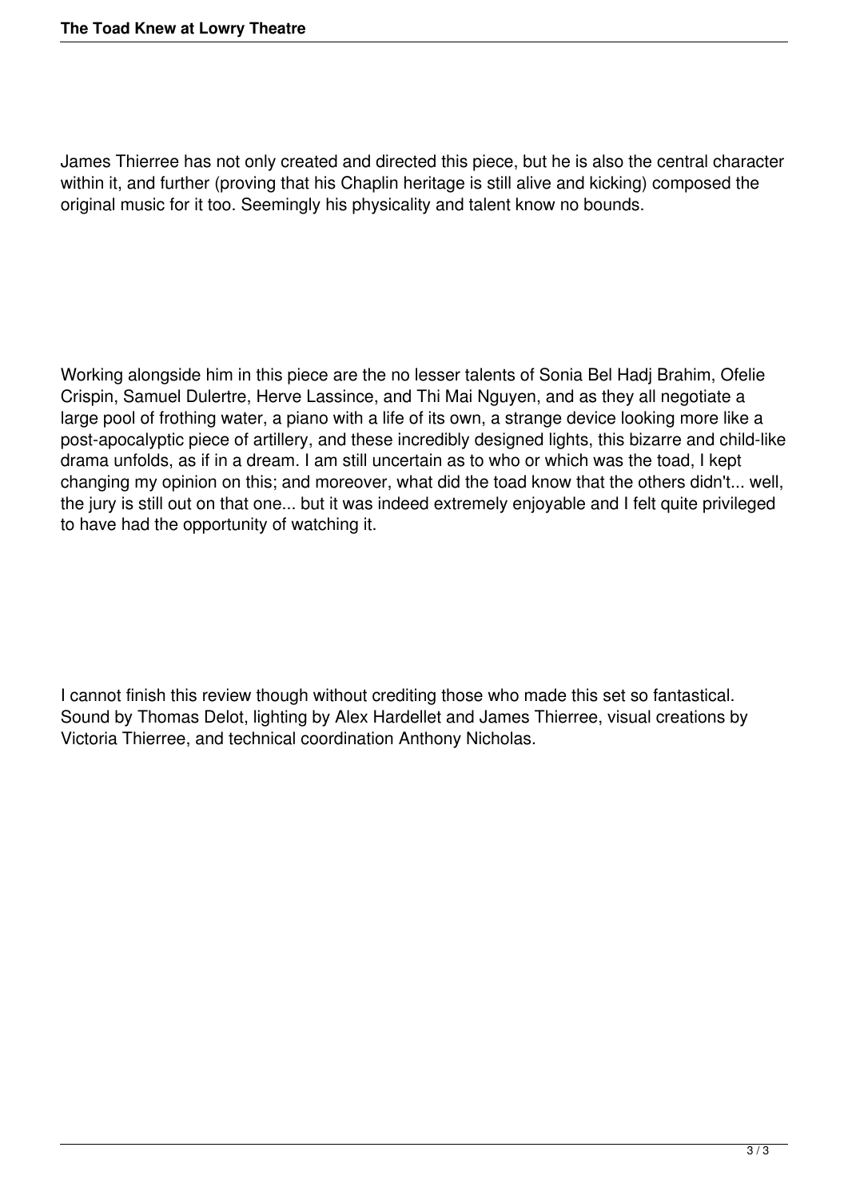James Thierree has not only created and directed this piece, but he is also the central character within it, and further (proving that his Chaplin heritage is still alive and kicking) composed the original music for it too. Seemingly his physicality and talent know no bounds.

Working alongside him in this piece are the no lesser talents of Sonia Bel Hadj Brahim, Ofelie Crispin, Samuel Dulertre, Herve Lassince, and Thi Mai Nguyen, and as they all negotiate a large pool of frothing water, a piano with a life of its own, a strange device looking more like a post-apocalyptic piece of artillery, and these incredibly designed lights, this bizarre and child-like drama unfolds, as if in a dream. I am still uncertain as to who or which was the toad, I kept changing my opinion on this; and moreover, what did the toad know that the others didn't... well, the jury is still out on that one... but it was indeed extremely enjoyable and I felt quite privileged to have had the opportunity of watching it.

I cannot finish this review though without crediting those who made this set so fantastical. Sound by Thomas Delot, lighting by Alex Hardellet and James Thierree, visual creations by Victoria Thierree, and technical coordination Anthony Nicholas.